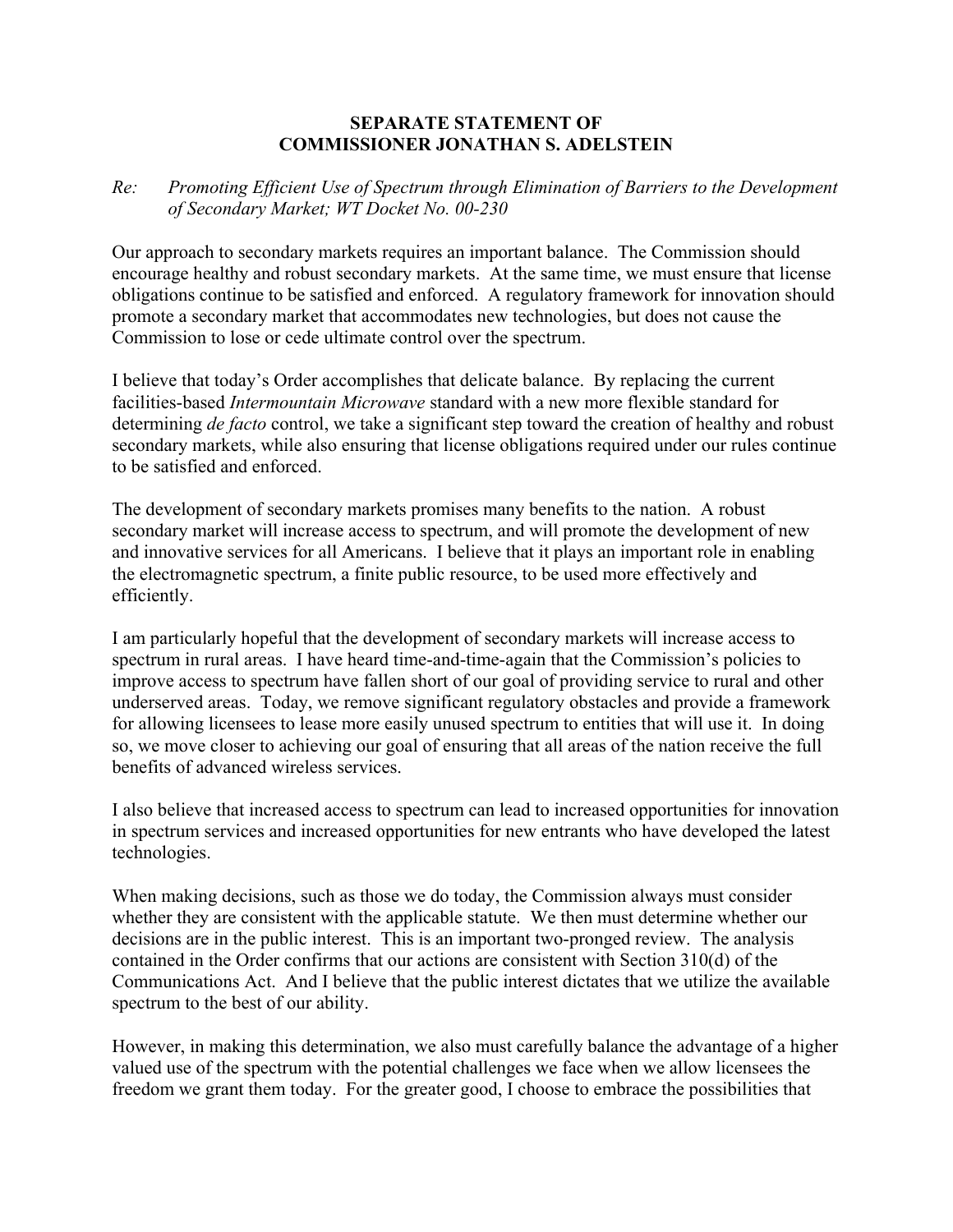**SEPARATE STATEMENT OF**
**COMMISSIONER JONATHAN S. ADELSTEIN**

*Re: Promoting Efficient Use of Spectrum through Elimination of Barriers to the Development of Secondary Market; WT Docket No. 00-230*

Our approach to secondary markets requires an important balance. The Commission should encourage healthy and robust secondary markets. At the same time, we must ensure that license obligations continue to be satisfied and enforced. A regulatory framework for innovation should promote a secondary market that accommodates new technologies, but does not cause the Commission to lose or cede ultimate control over the spectrum.

I believe that today's Order accomplishes that delicate balance. By replacing the current facilities-based *Intermountain Microwave* standard with a new more flexible standard for determining *de facto* control, we take a significant step toward the creation of healthy and robust secondary markets, while also ensuring that license obligations required under our rules continue to be satisfied and enforced.

The development of secondary markets promises many benefits to the nation. A robust secondary market will increase access to spectrum, and will promote the development of new and innovative services for all Americans. I believe that it plays an important role in enabling the electromagnetic spectrum, a finite public resource, to be used more effectively and efficiently.

I am particularly hopeful that the development of secondary markets will increase access to spectrum in rural areas. I have heard time-and-time-again that the Commission's policies to improve access to spectrum have fallen short of our goal of providing service to rural and other underserved areas. Today, we remove significant regulatory obstacles and provide a framework for allowing licensees to lease more easily unused spectrum to entities that will use it. In doing so, we move closer to achieving our goal of ensuring that all areas of the nation receive the full benefits of advanced wireless services.

I also believe that increased access to spectrum can lead to increased opportunities for innovation in spectrum services and increased opportunities for new entrants who have developed the latest technologies.

When making decisions, such as those we do today, the Commission always must consider whether they are consistent with the applicable statute. We then must determine whether our decisions are in the public interest. This is an important two-pronged review. The analysis contained in the Order confirms that our actions are consistent with Section 310(d) of the Communications Act. And I believe that the public interest dictates that we utilize the available spectrum to the best of our ability.

However, in making this determination, we also must carefully balance the advantage of a higher valued use of the spectrum with the potential challenges we face when we allow licensees the freedom we grant them today. For the greater good, I choose to embrace the possibilities that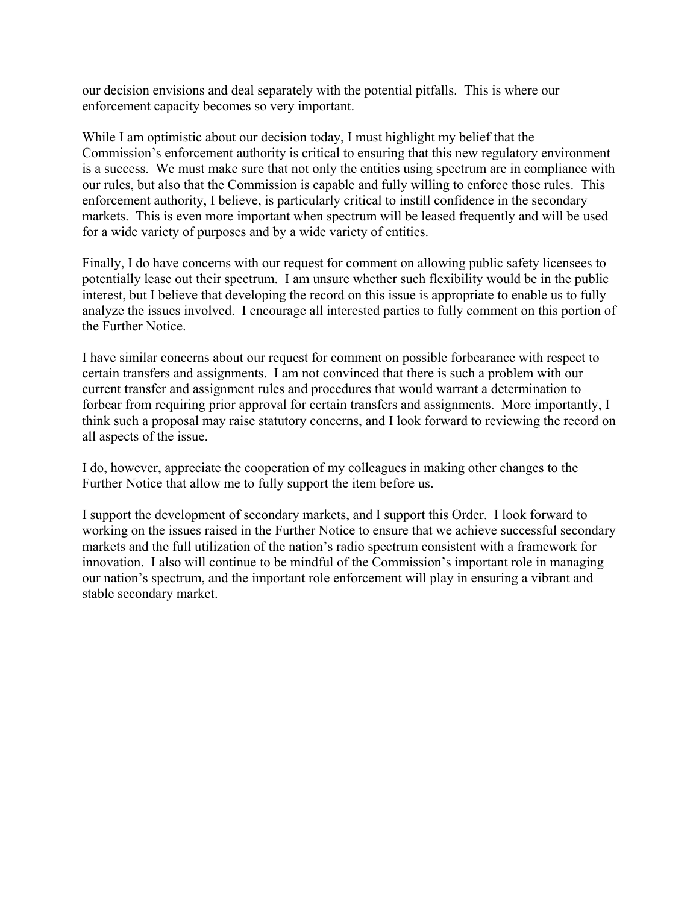our decision envisions and deal separately with the potential pitfalls. This is where our enforcement capacity becomes so very important.

While I am optimistic about our decision today, I must highlight my belief that the Commission's enforcement authority is critical to ensuring that this new regulatory environment is a success. We must make sure that not only the entities using spectrum are in compliance with our rules, but also that the Commission is capable and fully willing to enforce those rules. This enforcement authority, I believe, is particularly critical to instill confidence in the secondary markets. This is even more important when spectrum will be leased frequently and will be used for a wide variety of purposes and by a wide variety of entities.

Finally, I do have concerns with our request for comment on allowing public safety licensees to potentially lease out their spectrum. I am unsure whether such flexibility would be in the public interest, but I believe that developing the record on this issue is appropriate to enable us to fully analyze the issues involved. I encourage all interested parties to fully comment on this portion of the Further Notice.

I have similar concerns about our request for comment on possible forbearance with respect to certain transfers and assignments. I am not convinced that there is such a problem with our current transfer and assignment rules and procedures that would warrant a determination to forbear from requiring prior approval for certain transfers and assignments. More importantly, I think such a proposal may raise statutory concerns, and I look forward to reviewing the record on all aspects of the issue.

I do, however, appreciate the cooperation of my colleagues in making other changes to the Further Notice that allow me to fully support the item before us.

I support the development of secondary markets, and I support this Order. I look forward to working on the issues raised in the Further Notice to ensure that we achieve successful secondary markets and the full utilization of the nation's radio spectrum consistent with a framework for innovation. I also will continue to be mindful of the Commission's important role in managing our nation's spectrum, and the important role enforcement will play in ensuring a vibrant and stable secondary market.